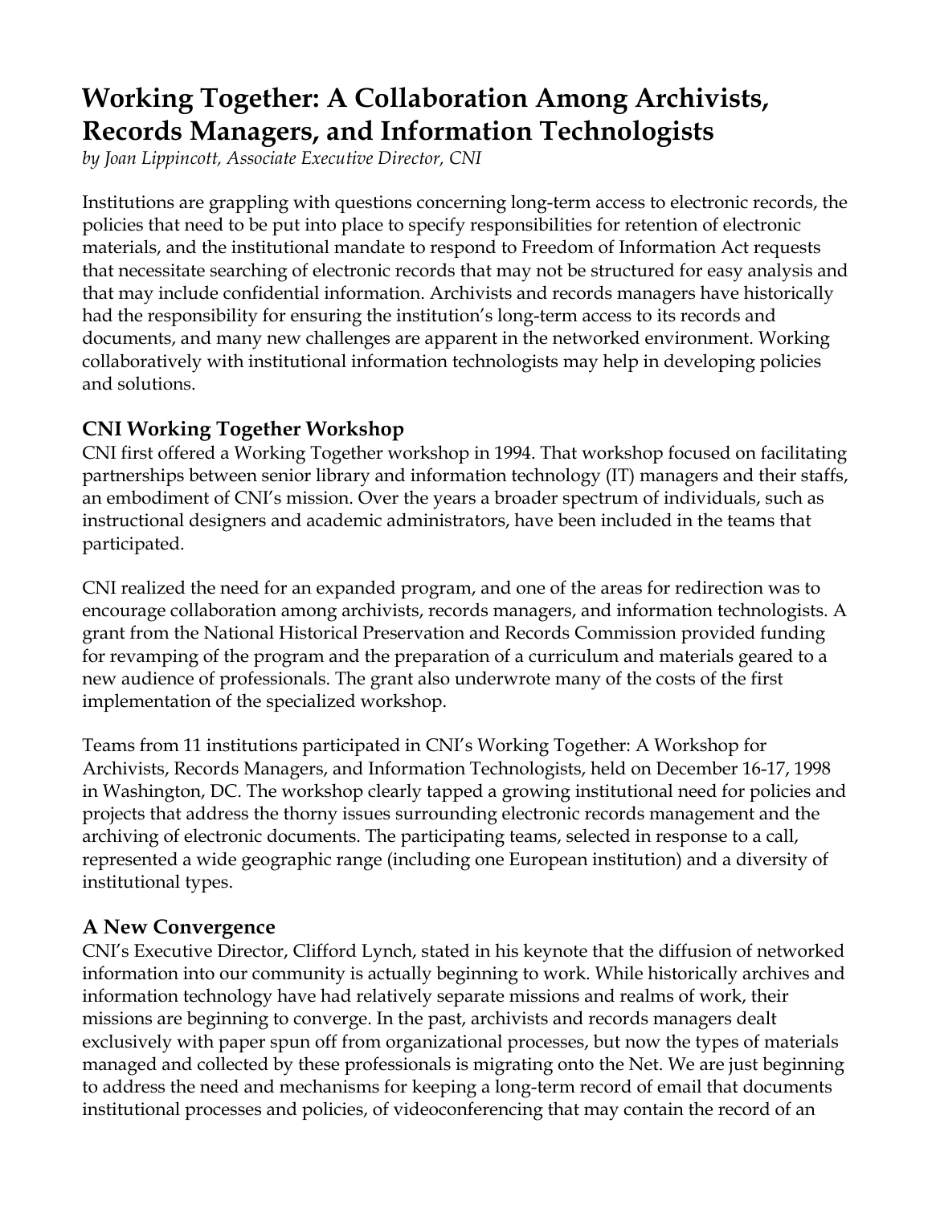# Working Together: A Collaboration Among Archivists, Records Managers, and Information Technologists

*by Joan Lippincott, Associate Executive Director, CNI*

Institutions are grappling with questions concerning long-term access to electronic records, the policies that need to be put into place to specify responsibilities for retention of electronic materials, and the institutional mandate to respond to Freedom of Information Act requests that necessitate searching of electronic records that may not be structured for easy analysis and that may include confidential information. Archivists and records managers have historically had the responsibility for ensuring the institution's long-term access to its records and documents, and many new challenges are apparent in the networked environment. Working collaboratively with institutional information technologists may help in developing policies and solutions.

## CNI Working Together Workshop

CNI first offered a Working Together workshop in 1994. That workshop focused on facilitating partnerships between senior library and information technology (IT) managers and their staffs, an embodiment of CNI's mission. Over the years a broader spectrum of individuals, such as instructional designers and academic administrators, have been included in the teams that participated.

CNI realized the need for an expanded program, and one of the areas for redirection was to encourage collaboration among archivists, records managers, and information technologists. A grant from the National Historical Preservation and Records Commission provided funding for revamping of the program and the preparation of a curriculum and materials geared to a new audience of professionals. The grant also underwrote many of the costs of the first implementation of the specialized workshop.

Teams from 11 institutions participated in CNI's Working Together: A Workshop for Archivists, Records Managers, and Information Technologists, held on December 16-17, 1998 in Washington, DC. The workshop clearly tapped a growing institutional need for policies and projects that address the thorny issues surrounding electronic records management and the archiving of electronic documents. The participating teams, selected in response to a call, represented a wide geographic range (including one European institution) and a diversity of institutional types.

## A New Convergence

CNI's Executive Director, Clifford Lynch, stated in his keynote that the diffusion of networked information into our community is actually beginning to work. While historically archives and information technology have had relatively separate missions and realms of work, their missions are beginning to converge. In the past, archivists and records managers dealt exclusively with paper spun off from organizational processes, but now the types of materials managed and collected by these professionals is migrating onto the Net. We are just beginning to address the need and mechanisms for keeping a long-term record of email that documents institutional processes and policies, of videoconferencing that may contain the record of an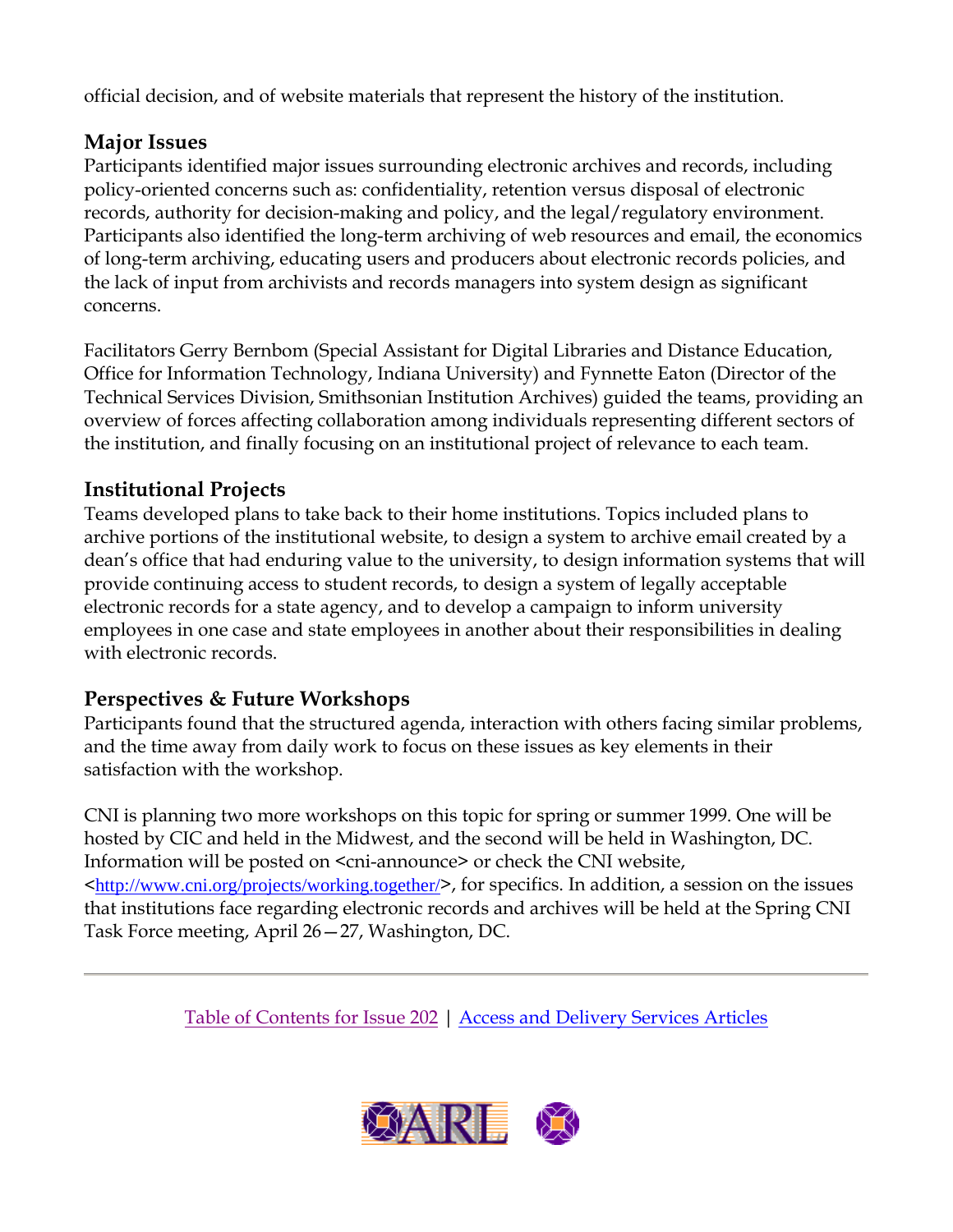official decision, and of website materials that represent the history of the institution.

## Major Issues

Participants identified major issues surrounding electronic archives and records, including policy-oriented concerns such as: confidentiality, retention versus disposal of electronic records, authority for decision-making and policy, and the legal/regulatory environment. Participants also identified the long-term archiving of web resources and email, the economics of long-term archiving, educating users and producers about electronic records policies, and the lack of input from archivists and records managers into system design as significant concerns.

Facilitators Gerry Bernbom (Special Assistant for Digital Libraries and Distance Education, Office for Information Technology, Indiana University) and Fynnette Eaton (Director of the Technical Services Division, Smithsonian Institution Archives) guided the teams, providing an overview of forces affecting collaboration among individuals representing different sectors of the institution, and finally focusing on an institutional project of relevance to each team.

## Institutional Projects

Teams developed plans to take back to their home institutions. Topics included plans to archive portions of the institutional website, to design a system to archive email created by a dean's office that had enduring value to the university, to design information systems that will provide continuing access to student records, to design a system of legally acceptable electronic records for a state agency, and to develop a campaign to inform university employees in one case and state employees in another about their responsibilities in dealing with electronic records.

## Perspectives & Future Workshops

Participants found that the structured agenda, interaction with others facing similar problems, and the time away from daily work to focus on these issues as key elements in their satisfaction with the workshop.

CNI is planning two more workshops on this topic for spring or summer 1999. One will be hosted by CIC and held in the Midwest, and the second will be held in Washington, DC. Information will be posted on <cni-announce> or check the CNI website, <http://www.cni.org/projects/working.together/>, for specifics. In addition, a session on the issues that institutions face regarding electronic records and archives will be held at the Spring CNI Task Force meeting, April 26—27, Washington, DC.

---

Table of Contents for Issue 202 | Access and Delivery Services Articles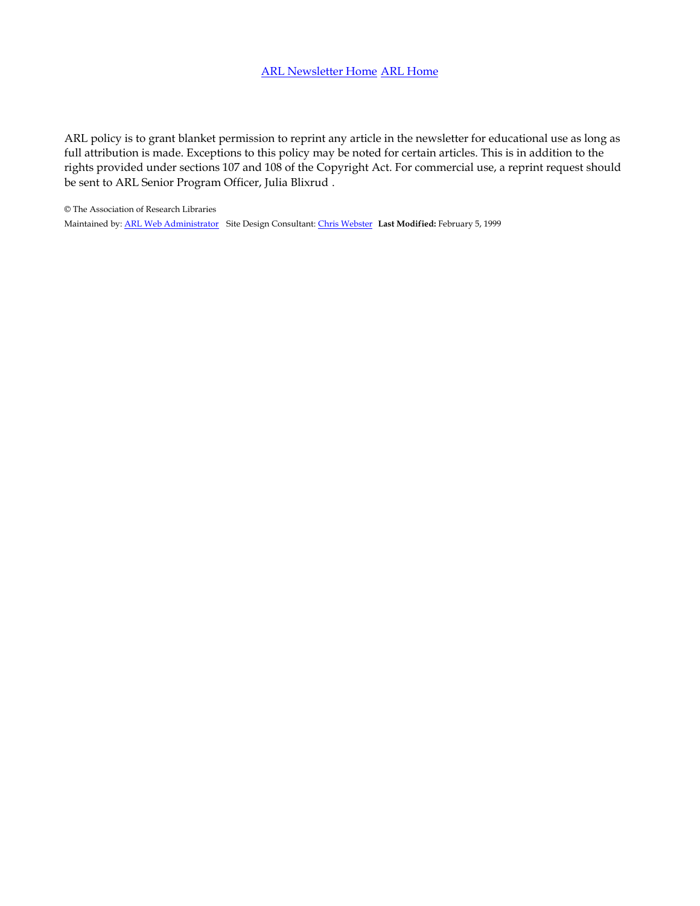ARL Newsletter Home ARL Home

ARL policy is to grant blanket permission to reprint any article in the newsletter for educational use as long as full attribution is made. Exceptions to this policy may be noted for certain articles. This is in addition to the rights provided under sections 107 and 108 of the Copyright Act. For commercial use, a reprint request should be sent to ARL Senior Program Officer, Julia Blixrud .

© The Association of Research Libraries

Maintained by: ARL Web Administrator Site Design Consultant: Chris Webster **Last Modified:** February 5, 1999